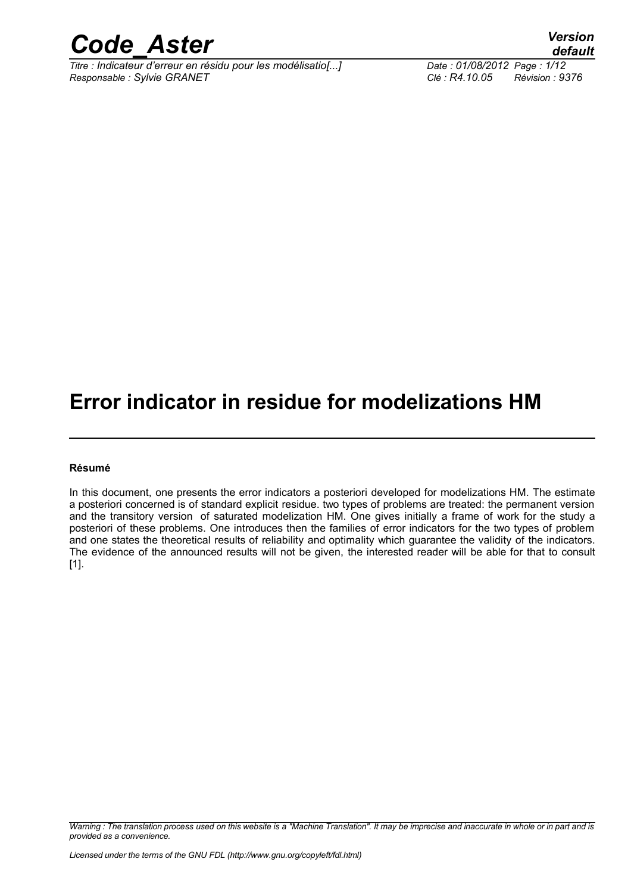# Error indicator in residue for modelizations HM

**Résumé**

In this document, one presents the error indicators a posteriori developed for modelizations HM. The estimate a posteriori concerned is of standard explicit residue. two types of problems are treated: the permanent version and the transitory version of saturated modelization HM. One gives initially a frame of work for the study a posteriori of these problems. One introduces then the families of error indicators for the two types of problem and one states the theoretical results of reliability and optimality which guarantee the validity of the indicators. The evidence of the announced results will not be given, the interested reader will be able for that to consult [1].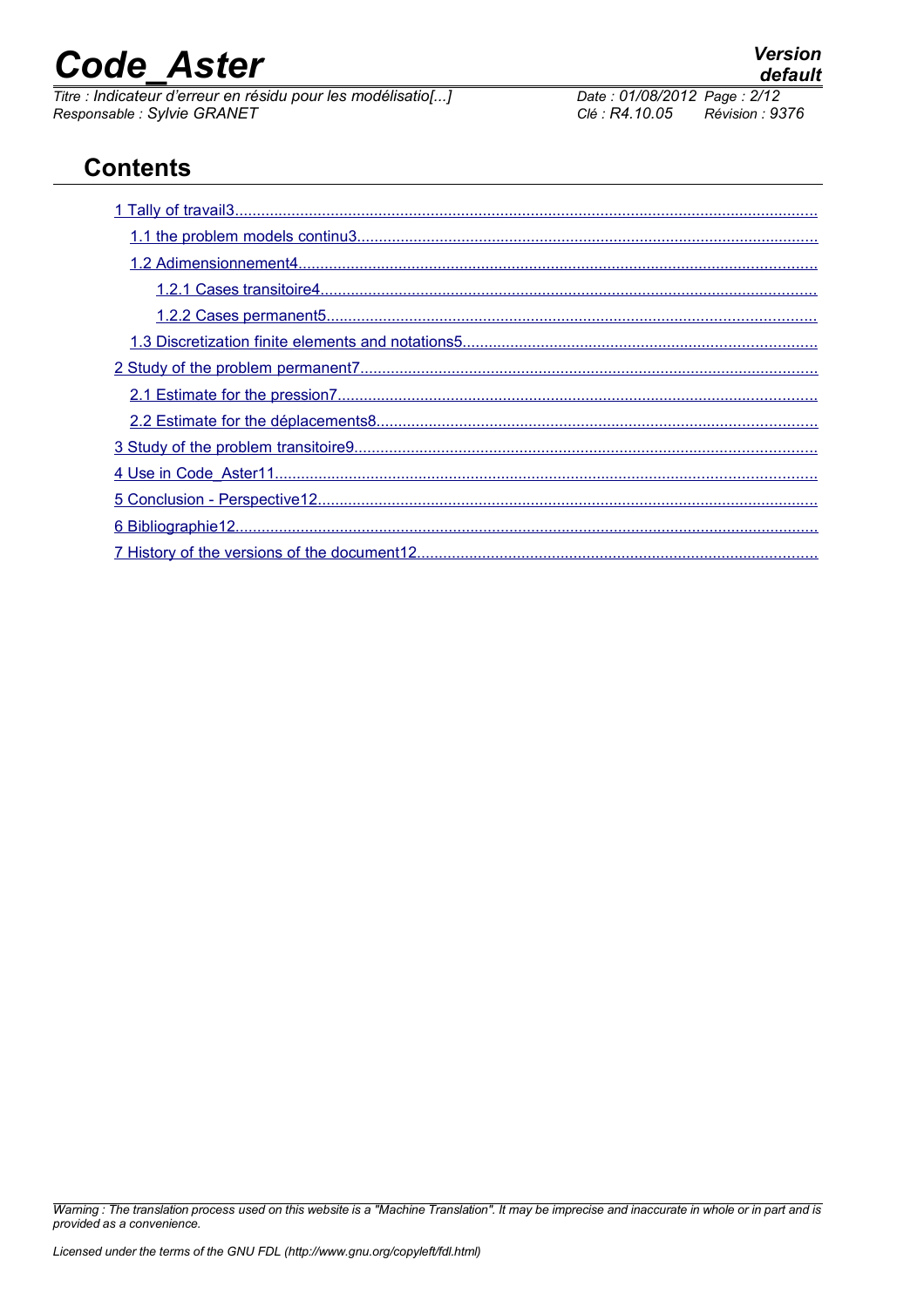## Contents

1 Tally of travail3

- 1.1 the problem models continu3
- 1.2 Adimensionnement4
  - 1.2.1 Cases transitoire4
  - 1.2.2 Cases permanent5
- 1.3 Discretization finite elements and notations5

2 Study of the problem permanent7

- 2.1 Estimate for the pression7
- 2.2 Estimate for the déplacements8

3 Study of the problem transitoire9

4 Use in Code_Aster11

5 Conclusion - Perspective12

6 Bibliographie12

7 History of the versions of the document12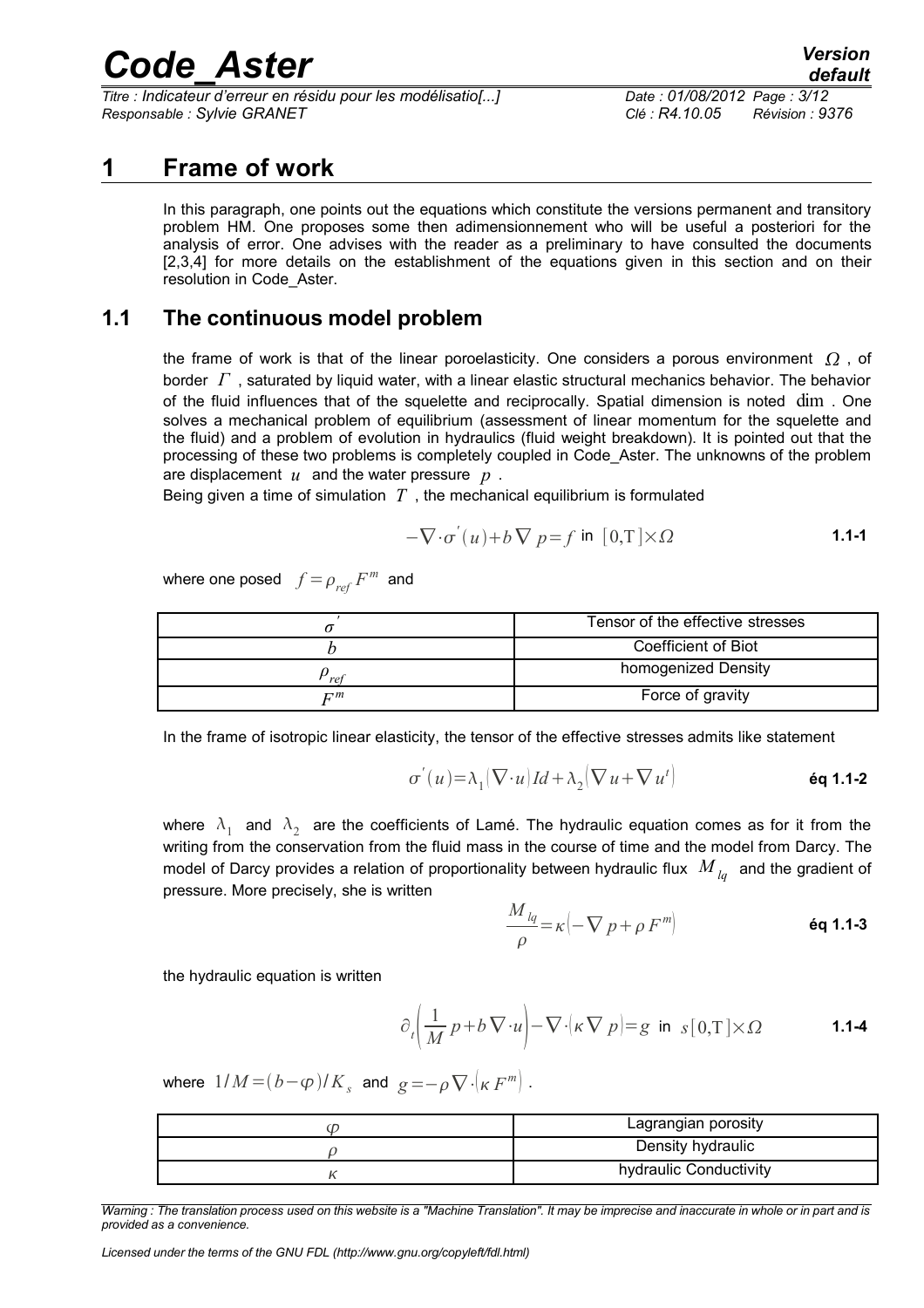# 1 Frame of work

In this paragraph, one points out the equations which constitute the versions permanent and transitory problem HM. One proposes some then adimensionnement who will be useful a posteriori for the analysis of error. One advises with the reader as a preliminary to have consulted the documents [2,3,4] for more details on the establishment of the equations given in this section and on their resolution in Code_Aster.

## 1.1 The continuous model problem

the frame of work is that of the linear poroelasticity. One considers a porous environment $\Omega$, of border $\Gamma$, saturated by liquid water, with a linear elastic structural mechanics behavior. The behavior of the fluid influences that of the squelette and reciprocally. Spatial dimension is noted $\dim$. One solves a mechanical problem of equilibrium (assessment of linear momentum for the squelette and the fluid) and a problem of evolution in hydraulics (fluid weight breakdown). It is pointed out that the processing of these two problems is completely coupled in Code_Aster. The unknowns of the problem are displacement $u$ and the water pressure $p$.

Being given a time of simulation $T$, the mechanical equilibrium is formulated

$$-\nabla\cdot\sigma'(u)+b\nabla p=f \text{ in } [0,\mathrm{T}]\times\Omega \qquad \textbf{1.1-1}$$

where one posed $f=\rho_{ref}F^m$ and

| | |
|---|---|
| $\sigma'$ | Tensor of the effective stresses |
| $b$ | Coefficient of Biot |
| $\rho_{ref}$ | homogenized Density |
| $F^m$ | Force of gravity |

In the frame of isotropic linear elasticity, the tensor of the effective stresses admits like statement

$$\sigma'(u)=\lambda_1(\nabla\cdot u)Id+\lambda_2\left(\nabla u+\nabla u^t\right) \qquad \textbf{éq 1.1-2}$$

where $\lambda_1$ and $\lambda_2$ are the coefficients of Lamé. The hydraulic equation comes as for it from the writing from the conservation from the fluid mass in the course of time and the model from Darcy. The model of Darcy provides a relation of proportionality between hydraulic flux $M_{lq}$ and the gradient of pressure. More precisely, she is written

$$\frac{M_{lq}}{\rho}=\kappa\left(-\nabla p+\rho F^m\right) \qquad \textbf{éq 1.1-3}$$

the hydraulic equation is written

$$\partial_t\left(\frac{1}{M}p+b\nabla\cdot u\right)-\nabla\cdot(\kappa\nabla p)=g \text{ in } s[0,\mathrm{T}]\times\Omega \qquad \textbf{1.1-4}$$

where $1/M=(b-\varphi)/K_s$ and $g=-\rho\nabla\cdot\left(\kappa F^m\right)$.

| | |
|---|---|
| $\varphi$ | Lagrangian porosity |
| $\rho$ | Density hydraulic |
| $\kappa$ | hydraulic Conductivity |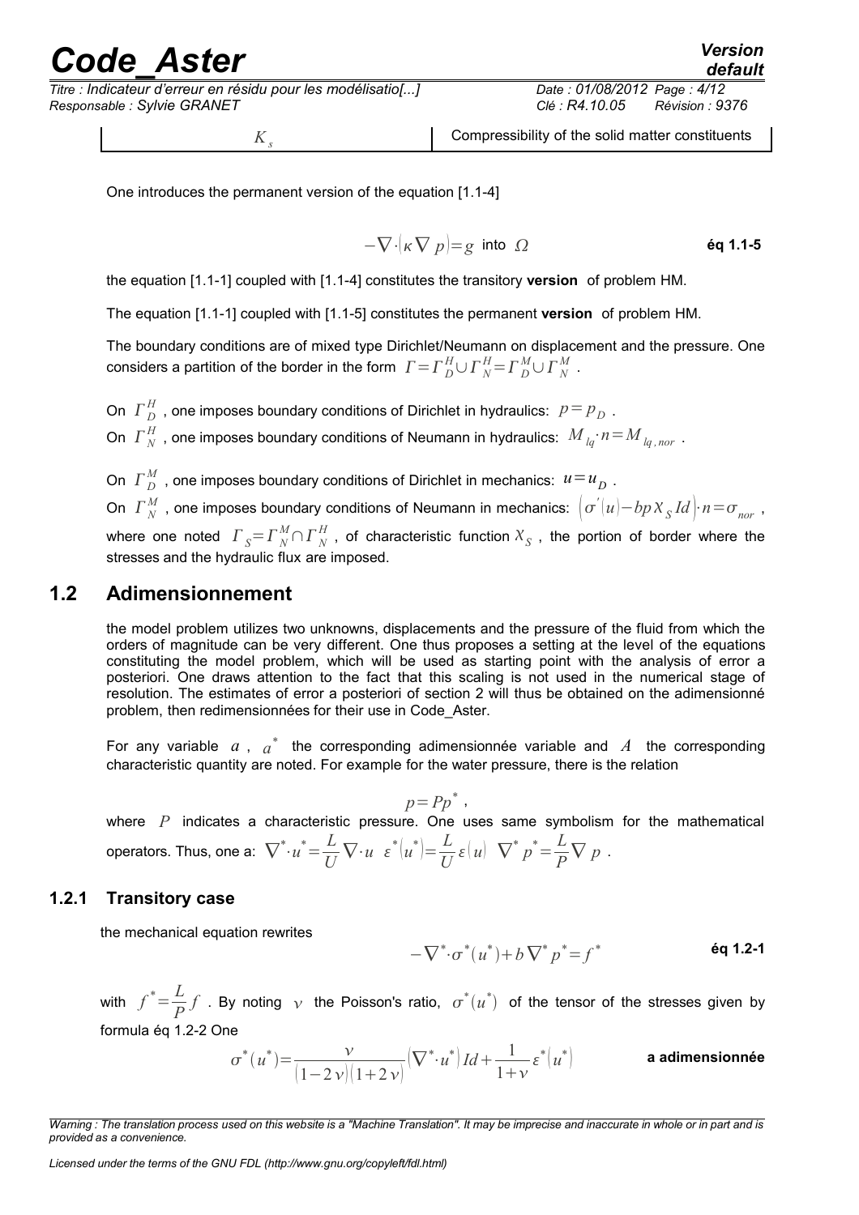| | |
|---|---|
| $K_s$ | Compressibility of the solid matter constituents |

One introduces the permanent version of the equation [1.1-4]

$$-\nabla\cdot(\kappa\nabla p)=g \text{ into } \Omega \qquad \textbf{éq 1.1-5}$$

the equation [1.1-1] coupled with [1.1-4] constitutes the transitory **version** of problem HM.

The equation [1.1-1] coupled with [1.1-5] constitutes the permanent **version** of problem HM.

The boundary conditions are of mixed type Dirichlet/Neumann on displacement and the pressure. One considers a partition of the border in the form $\Gamma=\Gamma_D^H\cup\Gamma_N^H=\Gamma_D^M\cup\Gamma_N^M$ .

On $\Gamma_D^H$ , one imposes boundary conditions of Dirichlet in hydraulics: $p=p_D$ .

On $\Gamma_N^H$ , one imposes boundary conditions of Neumann in hydraulics: $M_{lq}\cdot n=M_{lq,nor}$ .

On $\Gamma_D^M$ , one imposes boundary conditions of Dirichlet in mechanics: $u=u_D$ .

On $\Gamma_N^M$ , one imposes boundary conditions of Neumann in mechanics: $\left(\sigma'(u)-bp\chi_S Id\right)\cdot n=\sigma_{nor}$ , where one noted $\Gamma_S=\Gamma_N^M\cap\Gamma_N^H$ , of characteristic function $\chi_S$ , the portion of border where the stresses and the hydraulic flux are imposed.

## 1.2 Adimensionnement

the model problem utilizes two unknowns, displacements and the pressure of the fluid from which the orders of magnitude can be very different. One thus proposes a setting at the level of the equations constituting the model problem, which will be used as starting point with the analysis of error a posteriori. One draws attention to the fact that this scaling is not used in the numerical stage of resolution. The estimates of error a posteriori of section 2 will thus be obtained on the adimensionné problem, then redimensionnées for their use in Code_Aster.

For any variable $a$ , $a^*$ the corresponding adimensionnée variable and $A$ the corresponding characteristic quantity are noted. For example for the water pressure, there is the relation

$$p=Pp^* ,$$

where $P$ indicates a characteristic pressure. One uses same symbolism for the mathematical operators. Thus, one a: $\nabla^*\cdot u^*=\frac{L}{U}\nabla\cdot u \quad \varepsilon^*(u^*)=\frac{L}{U}\varepsilon(u) \quad \nabla^* p^*=\frac{L}{P}\nabla p$ .

### 1.2.1 Transitory case

the mechanical equation rewrites

$$-\nabla^*\cdot\sigma^*(u^*)+b\nabla^* p^*=f^* \qquad \textbf{éq 1.2-1}$$

with $f^*=\frac{L}{P}f$ . By noting $\nu$ the Poisson's ratio, $\sigma^*(u^*)$ of the tensor of the stresses given by formula éq 1.2-2 One

$$\sigma^*(u^*)=\frac{\nu}{(1-2\nu)(1+2\nu)}\left(\nabla^*\cdot u^*\right)Id+\frac{1}{1+\nu}\varepsilon^*(u^*) \qquad \textbf{a adimensionnée}$$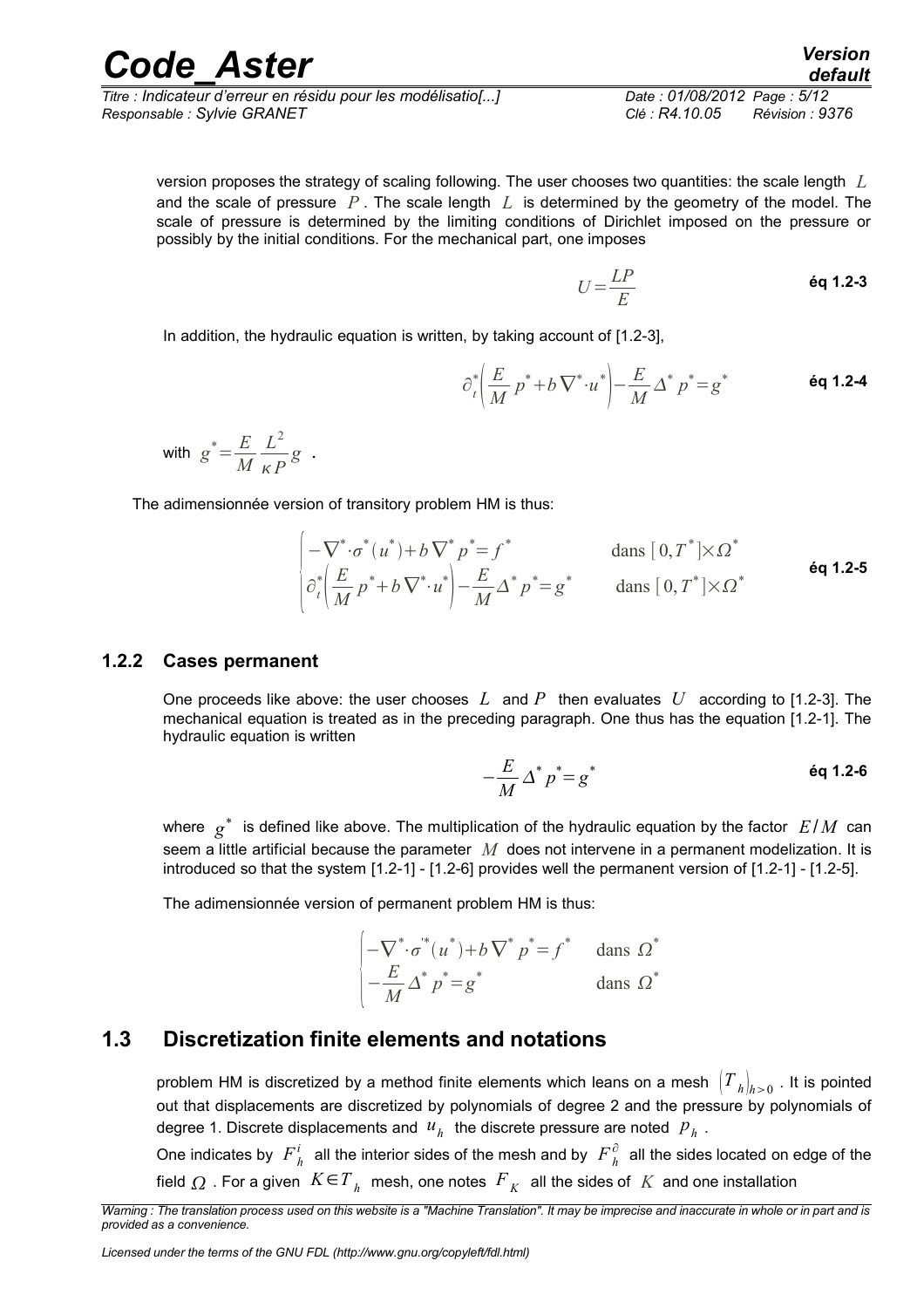version proposes the strategy of scaling following. The user chooses two quantities: the scale length $L$ and the scale of pressure $P$. The scale length $L$ is determined by the geometry of the model. The scale of pressure is determined by the limiting conditions of Dirichlet imposed on the pressure or possibly by the initial conditions. For the mechanical part, one imposes

$$U=\frac{LP}{E} \qquad \textbf{éq 1.2-3}$$

In addition, the hydraulic equation is written, by taking account of [1.2-3],

$$\partial_t^*\left(\frac{E}{M}p^*+b\nabla^*\cdot u^*\right)-\frac{E}{M}\Delta^* p^*=g^* \qquad \textbf{éq 1.2-4}$$

with $g^*=\frac{E}{M}\frac{L^2}{\kappa P}g$ .

The adimensionnée version of transitory problem HM is thus:

$$\begin{cases}-\nabla^*\cdot\sigma^*(u^*)+b\nabla^* p^*=f^* & \text{dans } [0,T^*]\times\Omega^*\\ \partial_t^*\left(\frac{E}{M}p^*+b\nabla^*\cdot u^*\right)-\frac{E}{M}\Delta^* p^*=g^* & \text{dans } [0,T^*]\times\Omega^*\end{cases} \qquad \textbf{éq 1.2-5}$$

### 1.2.2 Cases permanent

One proceeds like above: the user chooses $L$ and $P$ then evaluates $U$ according to [1.2-3]. The mechanical equation is treated as in the preceding paragraph. One thus has the equation [1.2-1]. The hydraulic equation is written

$$-\frac{E}{M}\Delta^* p^*=g^* \qquad \textbf{éq 1.2-6}$$

where $g^*$ is defined like above. The multiplication of the hydraulic equation by the factor $E/M$ can seem a little artificial because the parameter $M$ does not intervene in a permanent modelization. It is introduced so that the system [1.2-1] - [1.2-6] provides well the permanent version of [1.2-1] - [1.2-5].

The adimensionnée version of permanent problem HM is thus:

$$\begin{cases}-\nabla^*\cdot\sigma'^*(u^*)+b\nabla^* p^*=f^* & \text{dans } \Omega^*\\ -\frac{E}{M}\Delta^* p^*=g^* & \text{dans } \Omega^*\end{cases}$$

## 1.3 Discretization finite elements and notations

problem HM is discretized by a method finite elements which leans on a mesh $(T_h)_{h>0}$. It is pointed out that displacements are discretized by polynomials of degree 2 and the pressure by polynomials of degree 1. Discrete displacements and $u_h$ the discrete pressure are noted $p_h$.

One indicates by $F_h^i$ all the interior sides of the mesh and by $F_h^\partial$ all the sides located on edge of the field $\Omega$. For a given $K\in T_h$ mesh, one notes $F_K$ all the sides of $K$ and one installation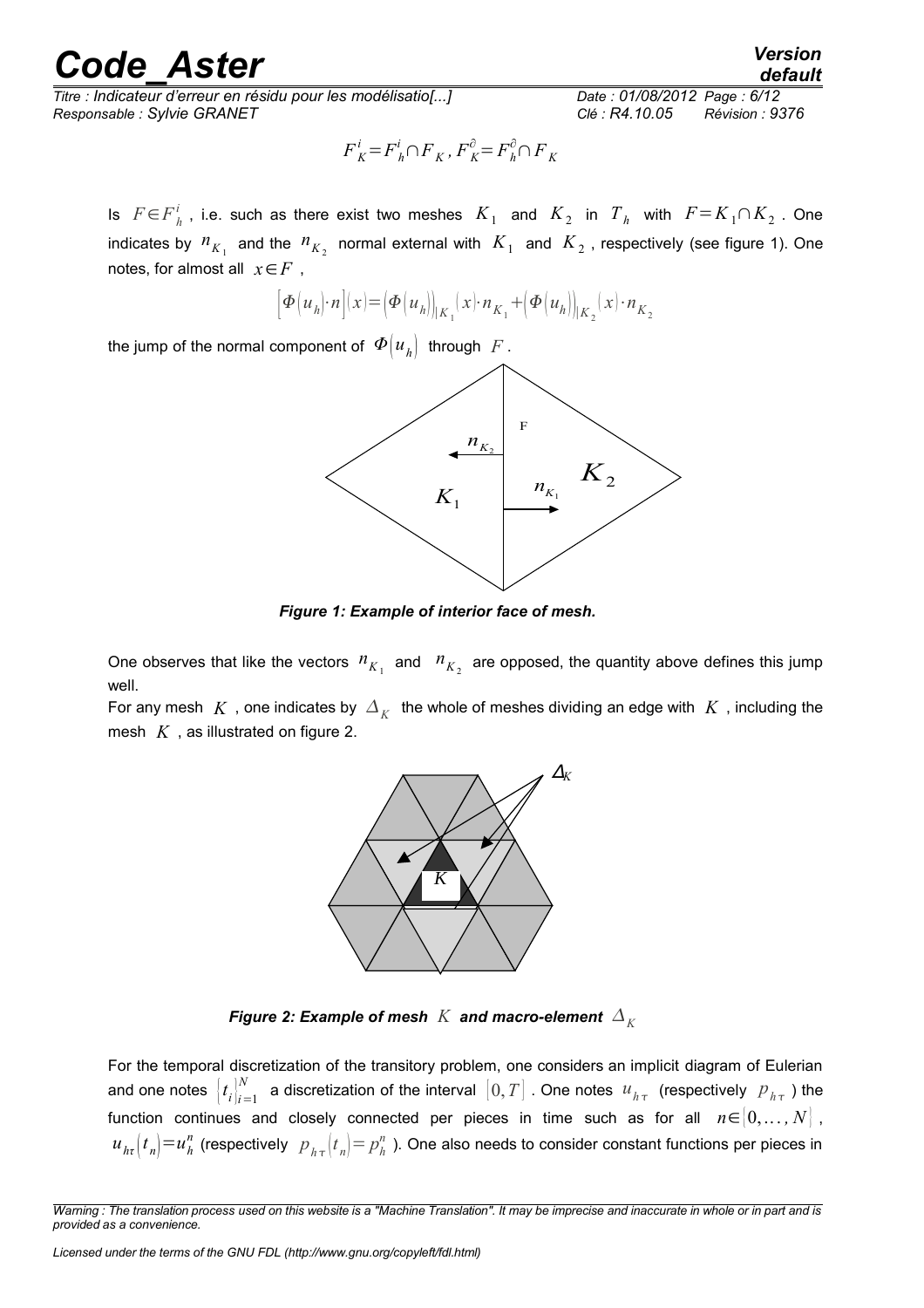$$F_K^i = F_h^i \cap F_K, F_K^\partial = F_h^\partial \cap F_K$$

Is $F \in F_h^i$, i.e. such as there exist two meshes $K_1$ and $K_2$ in $T_h$ with $F = K_1 \cap K_2$. One indicates by $n_{K_1}$ and the $n_{K_2}$ normal external with $K_1$ and $K_2$, respectively (see figure 1). One notes, for almost all $x \in F$,

$$\left[\Phi\left(u_h\right) \cdot n\right](x) = \left(\Phi\left(u_h\right)\right)_{|K_1}(x) \cdot n_{K_1} + \left(\Phi\left(u_h\right)\right)_{|K_2}(x) \cdot n_{K_2}$$

the jump of the normal component of $\Phi\left(u_h\right)$ through $F$.

*Figure 1: Example of interior face of mesh.*

One observes that like the vectors $n_{K_1}$ and $n_{K_2}$ are opposed, the quantity above defines this jump well.

For any mesh $K$, one indicates by $\Delta_K$ the whole of meshes dividing an edge with $K$, including the mesh $K$, as illustrated on figure 2.

*Figure 2: Example of mesh $K$ and macro-element $\Delta_K$*

For the temporal discretization of the transitory problem, one considers an implicit diagram of Eulerian and one notes $\left\{t_i\right\}_{i=1}^N$ a discretization of the interval $\left[0, T\right]$. One notes $u_{h\tau}$ (respectively $p_{h\tau}$) the function continues and closely connected per pieces in time such as for all $n \in \left\{0, \ldots, N\right\}$, $u_{h\tau}\left(t_n\right) = u_h^n$ (respectively $p_{h\tau}\left(t_n\right) = p_h^n$). One also needs to consider constant functions per pieces in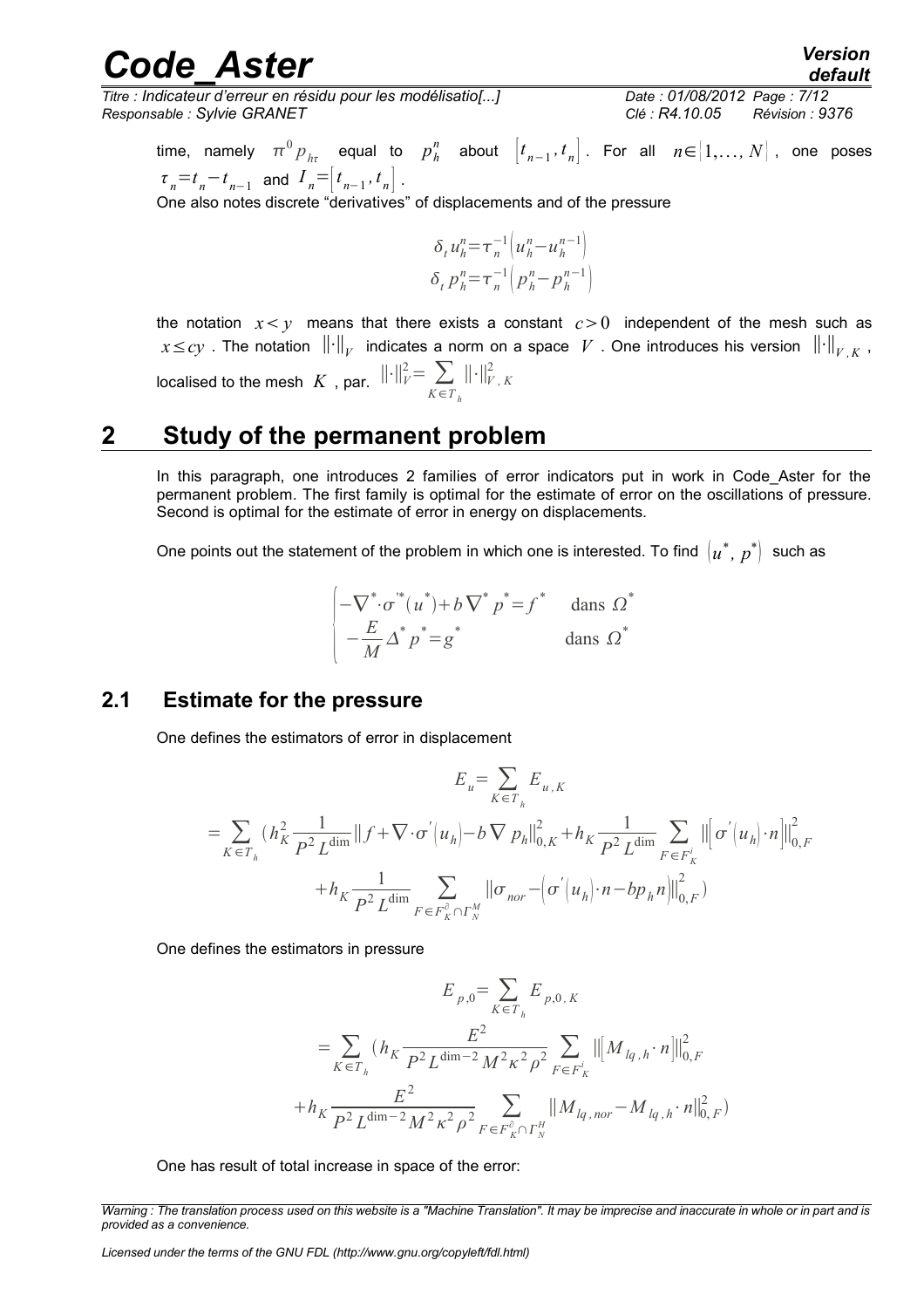time, namely $\pi^0 p_{h\tau}$ equal to $p_h^n$ about $\left[t_{n-1}, t_n\right]$. For all $n \in [1, \ldots, N]$, one poses $\tau_n = t_n - t_{n-1}$ and $I_n = \left[t_{n-1}, t_n\right]$.

One also notes discrete "derivatives" of displacements and of the pressure

$$\delta_t u_h^n = \tau_n^{-1}\left(u_h^n - u_h^{n-1}\right)$$
$$\delta_t p_h^n = \tau_n^{-1}\left(p_h^n - p_h^{n-1}\right)$$

the notation $x < y$ means that there exists a constant $c > 0$ independent of the mesh such as $x \leq cy$. The notation $\|\cdot\|_V$ indicates a norm on a space $V$. One introduces his version $\|\cdot\|_{V,K}$, localised to the mesh $K$, par. $\|\cdot\|_V^2 = \sum_{K \in T_h} \|\cdot\|_{V,K}^2$

# 2 Study of the permanent problem

In this paragraph, one introduces 2 families of error indicators put in work in Code_Aster for the permanent problem. The first family is optimal for the estimate of error on the oscillations of pressure. Second is optimal for the estimate of error in energy on displacements.

One points out the statement of the problem in which one is interested. To find $\left(u^*, p^*\right)$ such as

$$\begin{cases} -\nabla^* \cdot \sigma^{'*}(u^*) + b \nabla^* p^* = f^* & \text{dans } \Omega^* \\ -\dfrac{E}{M} \Delta^* p^* = g^* & \text{dans } \Omega^* \end{cases}$$

## 2.1 Estimate for the pressure

One defines the estimators of error in displacement

$$E_u = \sum_{K \in T_h} E_{u,K}$$
$$= \sum_{K \in T_h} \Big( h_K^2 \frac{1}{P^2 L^{\dim}} \|f + \nabla \cdot \sigma'(u_h) - b \nabla p_h\|_{0,K}^2 + h_K \frac{1}{P^2 L^{\dim}} \sum_{F \in F_K^i} \left\| \left[ \sigma'(u_h) \cdot n \right] \right\|_{0,F}^2$$
$$+ h_K \frac{1}{P^2 L^{\dim}} \sum_{F \in F_K^{\partial} \cap \Gamma_N^M} \left\| \sigma_{nor} - \left( \sigma'(u_h) \cdot n - b p_h n \right) \right\|_{0,F}^2 \Big)$$

One defines the estimators in pressure

$$E_{p,0} = \sum_{K \in T_h} E_{p,0,K}$$
$$= \sum_{K \in T_h} \Big( h_K \frac{E^2}{P^2 L^{\dim - 2} M^2 \kappa^2 \rho^2} \sum_{F \in F_K^i} \left\| \left[ M_{lq,h} \cdot n \right] \right\|_{0,F}^2$$
$$+ h_K \frac{E^2}{P^2 L^{\dim - 2} M^2 \kappa^2 \rho^2} \sum_{F \in F_K^{\partial} \cap \Gamma_N^H} \left\| M_{lq,nor} - M_{lq,h} \cdot n \right\|_{0,F}^2 \Big)$$

One has result of total increase in space of the error: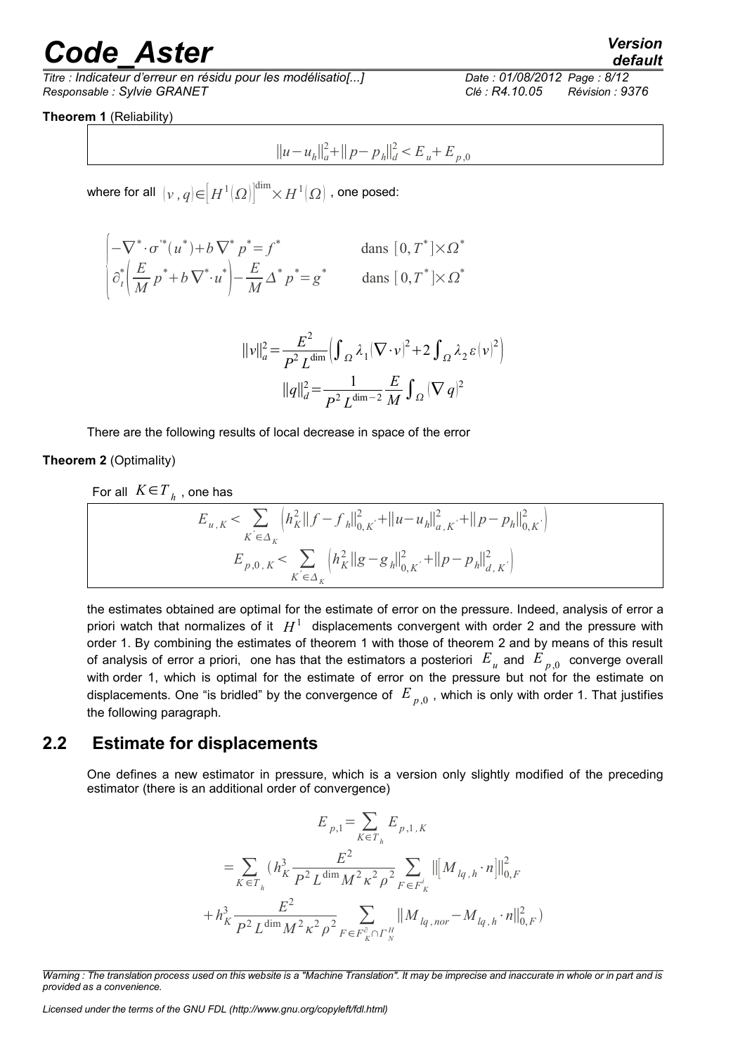**Theorem 1** (Reliability)

$$\|u-u_h\|_a^2+\|p-p_h\|_d^2<E_u+E_{p,0}$$

where for all $(v,q)\in\left[H^1(\Omega)\right]^{\dim}\times H^1(\Omega)$ , one posed:

$$\begin{cases}-\nabla^*\cdot\sigma^{'*}(u^*)+b\nabla^*p^*=f^* & \text{dans } [0,T^*]\times\Omega^*\\ \partial_t^*\left(\dfrac{E}{M}p^*+b\nabla^*\cdot u^*\right)-\dfrac{E}{M}\Delta^*p^*=g^* & \text{dans } [0,T^*]\times\Omega^*\end{cases}$$

$$\|v\|_a^2=\frac{E^2}{P^2L^{\dim}}\left(\int_\Omega\lambda_1(\nabla\cdot v)^2+2\int_\Omega\lambda_2\varepsilon(v)^2\right)$$

$$\|q\|_d^2=\frac{1}{P^2L^{\dim-2}}\frac{E}{M}\int_\Omega(\nabla q)^2$$

There are the following results of local decrease in space of the error

**Theorem 2** (Optimality)

For all $K\in T_h$ , one has

$$E_{u,K}<\sum_{K'\in\Delta_K}\left(h_K^2\|f-f_h\|_{0,K'}^2+\|u-u_h\|_{a,K'}^2+\|p-p_h\|_{0,K'}^2\right)$$

$$E_{p,0,K}<\sum_{K'\in\Delta_K}\left(h_K^2\|g-g_h\|_{0,K'}^2+\|p-p_h\|_{d,K'}^2\right)$$

the estimates obtained are optimal for the estimate of error on the pressure. Indeed, analysis of error a priori watch that normalizes of it $H^1$ displacements convergent with order 2 and the pressure with order 1. By combining the estimates of theorem 1 with those of theorem 2 and by means of this result of analysis of error a priori, one has that the estimators a posteriori $E_u$ and $E_{p,0}$ converge overall with order 1, which is optimal for the estimate of error on the pressure but not for the estimate on displacements. One "is bridled" by the convergence of $E_{p,0}$ , which is only with order 1. That justifies the following paragraph.

## 2.2 Estimate for displacements

One defines a new estimator in pressure, which is a version only slightly modified of the preceding estimator (there is an additional order of convergence)

$$E_{p,1}=\sum_{K\in T_h}E_{p,1,K}$$

$$=\sum_{K\in T_h}\Bigg(h_K^3\frac{E^2}{P^2L^{\dim}M^2\kappa^2\rho^2}\sum_{F\in F_K^i}\|[M_{lq,h}\cdot n]\|_{0,F}^2$$

$$+h_K^3\frac{E^2}{P^2L^{\dim}M^2\kappa^2\rho^2}\sum_{F\in F_K^\partial\cap\Gamma_N^H}\|M_{lq,nor}-M_{lq,h}\cdot n\|_{0,F}^2\Bigg)$$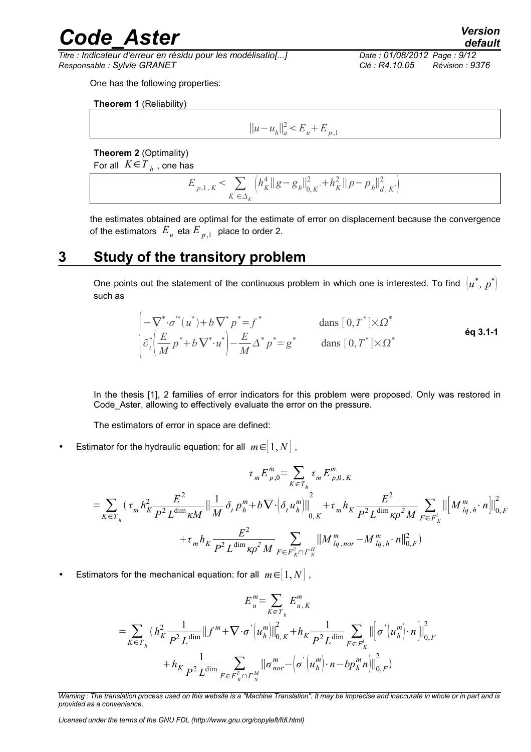One has the following properties:

**Theorem 1** (Reliability)

$$\|u-u_h\|_a^2 < E_u + E_{p,1}$$

**Theorem 2** (Optimality)

For all $K \in T_h$, one has

$$E_{p,1,K} < \sum_{K' \in \Delta_K} \left( h_K^4 \|g-g_h\|_{0,K'}^2 + h_K^2 \|p-p_h\|_{d,K'}^2 \right)$$

the estimates obtained are optimal for the estimate of error on displacement because the convergence of the estimators $E_u$ eta $E_{p,1}$ place to order 2.

# 3 Study of the transitory problem

One points out the statement of the continuous problem in which one is interested. To find $(u^*, p^*)$ such as

$$\begin{cases} -\nabla^* \cdot \sigma'^*(u^*) + b \nabla^* p^* = f^* & \text{dans } [0, T^*] \times \Omega^* \\ \partial_t^* \left( \dfrac{E}{M} p^* + b \nabla^* \cdot u^* \right) - \dfrac{E}{M} \Delta^* p^* = g^* & \text{dans } [0, T^*] \times \Omega^* \end{cases} \qquad \text{éq 3.1-1}$$

In the thesis [1], 2 families of error indicators for this problem were proposed. Only was restored in Code_Aster, allowing to effectively evaluate the error on the pressure.

The estimators of error in space are defined:

- Estimator for the hydraulic equation: for all $m \in [1, N]$,

$$\tau_m E_{p,0}^m = \sum_{K \in T_h} \tau_m E_{p,0,K}^m$$

$$= \sum_{K \in T_h} \Big( \tau_m h_K^2 \frac{E^2}{P^2 L^{\dim} \kappa M} \left\| \frac{1}{M} \delta_t p_h^m + b \nabla \cdot \left( \delta_t u_h^m \right) \right\|_{0,K}^2 + \tau_m h_K \frac{E^2}{P^2 L^{\dim} \kappa \rho^2 M} \sum_{F \in F_K^i} \left\| \left[ M_{lq,h}^m \cdot n \right] \right\|_{0,F}^2$$

$$+ \tau_m h_K \frac{E^2}{P^2 L^{\dim} \kappa \rho^2 M} \sum_{F \in F_K^{\partial} \cap \Gamma_N^H} \| M_{lq,nor}^m - M_{lq,h}^m \cdot n \|_{0,F}^2 \Big)$$

- Estimators for the mechanical equation: for all $m \in [1, N]$,

$$E_u^m = \sum_{K \in T_h} E_{u,K}^m$$

$$= \sum_{K \in T_h} \Big( h_K^2 \frac{1}{P^2 L^{\dim}} \| f^m + \nabla \cdot \sigma' \left( u_h^m \right) \|_{0,K}^2 + h_K \frac{1}{P^2 L^{\dim}} \sum_{F \in F_K^i} \left\| \left[ \sigma' \left( u_h^m \right) \cdot n \right] \right\|_{0,F}^2$$

$$+ h_K \frac{1}{P^2 L^{\dim}} \sum_{F \in F_K^{\partial} \cap \Gamma_N^M} \left\| \sigma_{nor}^m - \left( \sigma' \left( u_h^m \right) \cdot n - b p_h^m n \right) \right\|_{0,F}^2 \Big)$$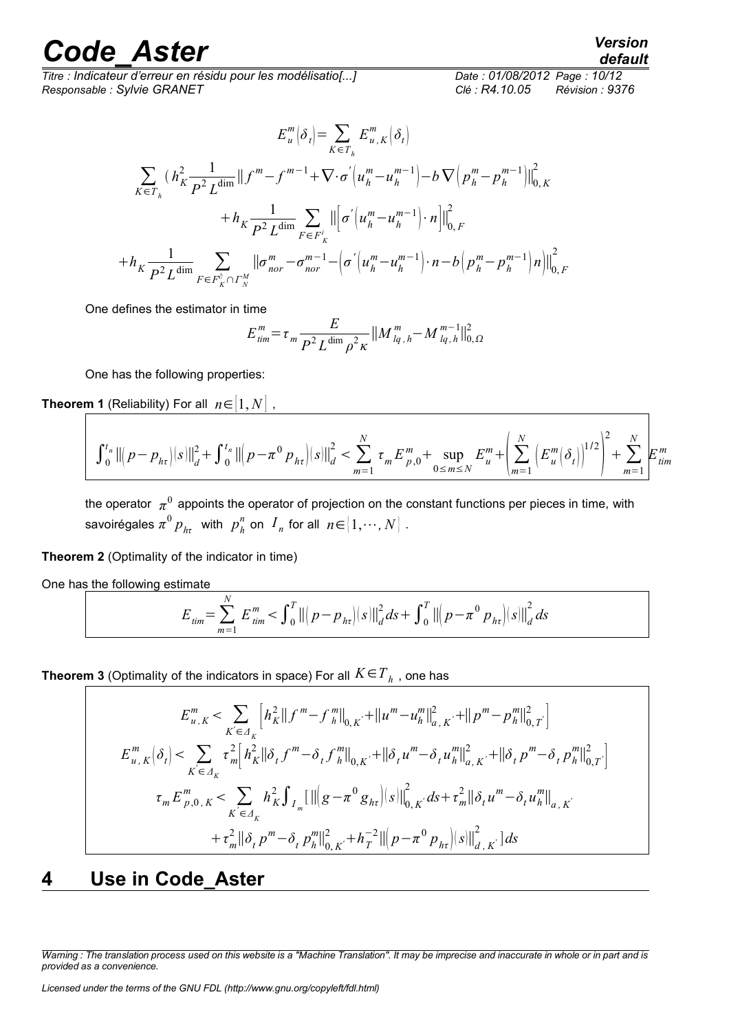$$E_u^m(\delta_t) = \sum_{K \in T_h} E_{u,K}^m(\delta_t)$$

$$\sum_{K \in T_h} ( h_K^2 \frac{1}{P^2 L^{\dim}} \| f^m - f^{m-1} + \nabla \cdot \sigma' (u_h^m - u_h^{m-1}) - b \nabla (p_h^m - p_h^{m-1}) \|_{0,K}^2$$

$$+ h_K \frac{1}{P^2 L^{\dim}} \sum_{F \in F_K^i} \| [ \sigma' (u_h^m - u_h^{m-1}) \cdot n ] \|_{0,F}^2$$

$$+ h_K \frac{1}{P^2 L^{\dim}} \sum_{F \in F_K^0 \cap \Gamma_N^M} \| \sigma_{nor}^m - \sigma_{nor}^{m-1} - ( \sigma' (u_h^m - u_h^{m-1}) \cdot n - b (p_h^m - p_h^{m-1}) n ) \|_{0,F}^2$$

One defines the estimator in time

$$E_{tim}^m = \tau_m \frac{E}{P^2 L^{\dim} \rho^2 \kappa} \| M_{lq,h}^m - M_{lq,h}^{m-1} \|_{0,\Omega}^2$$

One has the following properties:

**Theorem 1** (Reliability) For all $n \in [1, N]$ ,

$$\int_0^{t_n} \| (p - p_{h\tau})(s) \|_d^2 + \int_0^{t_n} \| (p - \pi^0 p_{h\tau})(s) \|_d^2 < \sum_{m=1}^N \tau_m E_{p,0}^m + \sup_{0 \le m \le N} E_u^m + \left( \sum_{m=1}^N \left( E_u^m(\delta_t) \right)^{1/2} \right)^2 + \sum_{m=1}^N E_{tim}^m$$

the operator $\pi^0$ appoints the operator of projection on the constant functions per pieces in time, with savoirégales $\pi^0 p_{h\tau}$ with $p_h^n$ on $I_n$ for all $n \in [1, \cdots, N]$ .

**Theorem 2** (Optimality of the indicator in time)

One has the following estimate

$$E_{tim} = \sum_{m=1}^N E_{tim}^m < \int_0^T \| (p - p_{h\tau})(s) \|_d^2 ds + \int_0^T \| (p - \pi^0 p_{h\tau})(s) \|_d^2 ds$$

**Theorem 3** (Optimality of the indicators in space) For all $K \in T_h$ , one has

$$E_{u,K}^m < \sum_{K' \in \Delta_K} \left[ h_K^2 \| f^m - f_h^m \|_{0,K'} + \| u^m - u_h^m \|_{a,K'}^2 + \| p^m - p_h^m \|_{0,T'}^2 \right]$$

$$E_{u,K}^m(\delta_t) < \sum_{K' \in \Delta_K} \tau_m^2 \left[ h_K^2 \| \delta_t f^m - \delta_t f_h^m \|_{0,K'} + \| \delta_t u^m - \delta_t u_h^m \|_{a,K'}^2 + \| \delta_t p^m - \delta_t p_h^m \|_{0,T'}^2 \right]$$

$$\tau_m E_{p,0,K}^m < \sum_{K' \in \Delta_K} h_K^2 \int_{I_m} [ \| (g - \pi^0 g_{h\tau})(s) \|_{0,K'}^2 ds + \tau_m^2 \| \delta_t u^m - \delta_t u_h^m \|_{a,K'}$$

$$+ \tau_m^2 \| \delta_t p^m - \delta_t p_h^m \|_{0,K'}^2 + h_T^{-2} \| (p - \pi^0 p_{h\tau})(s) \|_{d,K'}^2 ] ds$$

# 4 Use in Code_Aster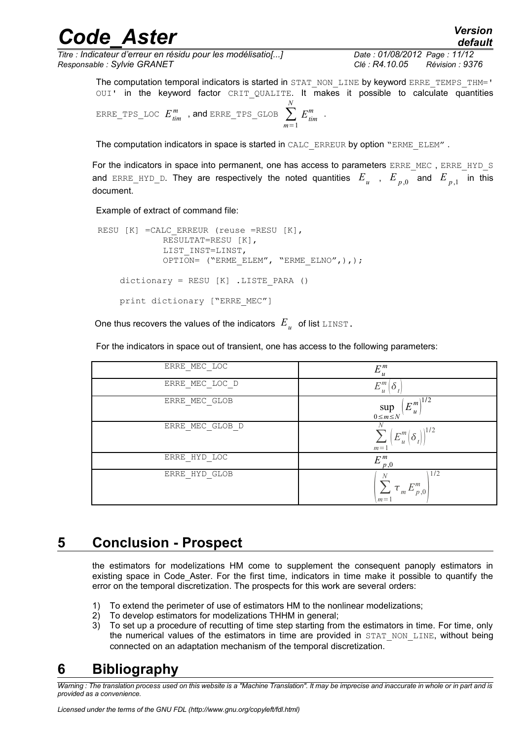The computation temporal indicators is started in STAT_NON_LINE by keyword ERRE_TEMPS_THM=' OUI' in the keyword factor CRIT_QUALITE. It makes it possible to calculate quantities ERRE_TPS_LOC $E_{tim}^{m}$ , and ERRE_TPS_GLOB $\sum_{m=1}^{N} E_{tim}^{m}$ .

The computation indicators in space is started in CALC_ERREUR by option "ERME_ELEM" .

For the indicators in space into permanent, one has access to parameters ERRE_MEC , ERRE_HYD_S and ERRE_HYD_D. They are respectively the noted quantities $E_u$ , $E_{p,0}$ and $E_{p,1}$ in this document.

Example of extract of command file:

```
RESU [K] =CALC_ERREUR (reuse =RESU [K],
            RESULTAT=RESU [K],
            LIST_INST=LINST,
            OPTION= ("ERME_ELEM", "ERME_ELNO",),);

     dictionary = RESU [K] .LISTE_PARA ()

     print dictionary ["ERRE_MEC"]
```

One thus recovers the values of the indicators $E_u$ of list LINST.

For the indicators in space out of transient, one has access to the following parameters:

| | |
|---|---|
| ERRE_MEC_LOC | $E_u^m$ |
| ERRE_MEC_LOC_D | $E_u^m(\delta_t)$ |
| ERRE_MEC_GLOB | $\sup_{0 \le m \le N} \left(E_u^m\right)^{1/2}$ |
| ERRE_MEC_GLOB_D | $\sum_{m=1}^{N} \left(E_u^m(\delta_t)\right)^{1/2}$ |
| ERRE_HYD_LOC | $E_{p,0}^m$ |
| ERRE_HYD_GLOB | $\left(\sum_{m=1}^{N} \tau_m E_{p,0}^m\right)^{1/2}$ |

# 5 Conclusion - Prospect

the estimators for modelizations HM come to supplement the consequent panoply estimators in existing space in Code_Aster. For the first time, indicators in time make it possible to quantify the error on the temporal discretization. The prospects for this work are several orders:

1) To extend the perimeter of use of estimators HM to the nonlinear modelizations;
2) To develop estimators for modelizations THHM in general;
3) To set up a procedure of recutting of time step starting from the estimators in time. For time, only the numerical values of the estimators in time are provided in STAT_NON_LINE, without being connected on an adaptation mechanism of the temporal discretization.

# 6 Bibliography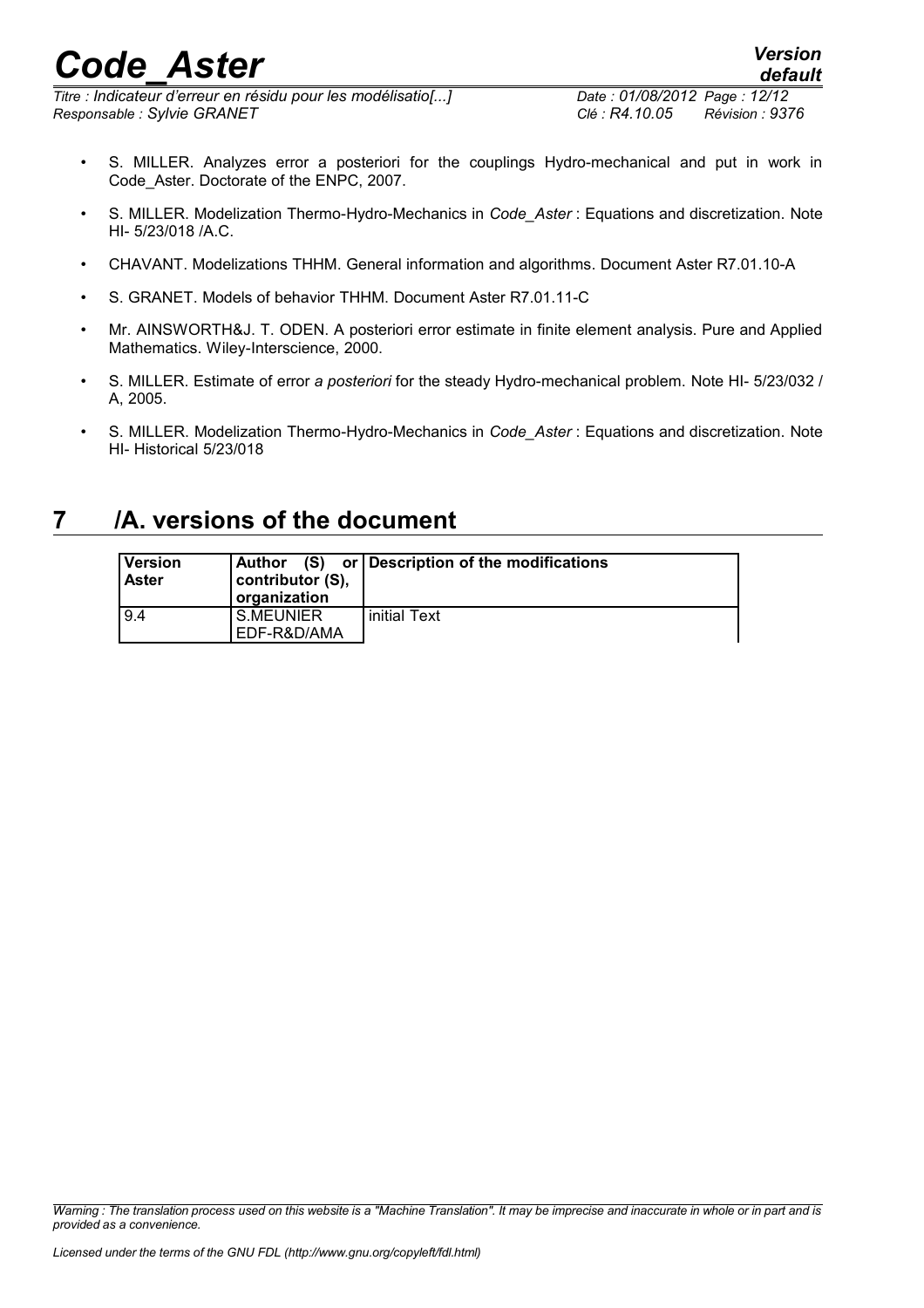- S. MILLER. Analyzes error a posteriori for the couplings Hydro-mechanical and put in work in Code_Aster. Doctorate of the ENPC, 2007.
- S. MILLER. Modelization Thermo-Hydro-Mechanics in *Code_Aster* : Equations and discretization. Note HI- 5/23/018 /A.C.
- CHAVANT. Modelizations THHM. General information and algorithms. Document Aster R7.01.10-A
- S. GRANET. Models of behavior THHM. Document Aster R7.01.11-C
- Mr. AINSWORTH&J. T. ODEN. A posteriori error estimate in finite element analysis. Pure and Applied Mathematics. Wiley-Interscience, 2000.
- S. MILLER. Estimate of error *a posteriori* for the steady Hydro-mechanical problem. Note HI- 5/23/032 / A, 2005.
- S. MILLER. Modelization Thermo-Hydro-Mechanics in *Code_Aster* : Equations and discretization. Note HI- Historical 5/23/018

# 7 /A. versions of the document

| Version Aster | Author (S) or contributor (S), organization | Description of the modifications |
|---|---|---|
| 9.4 | S.MEUNIER EDF-R&D/AMA | initial Text |